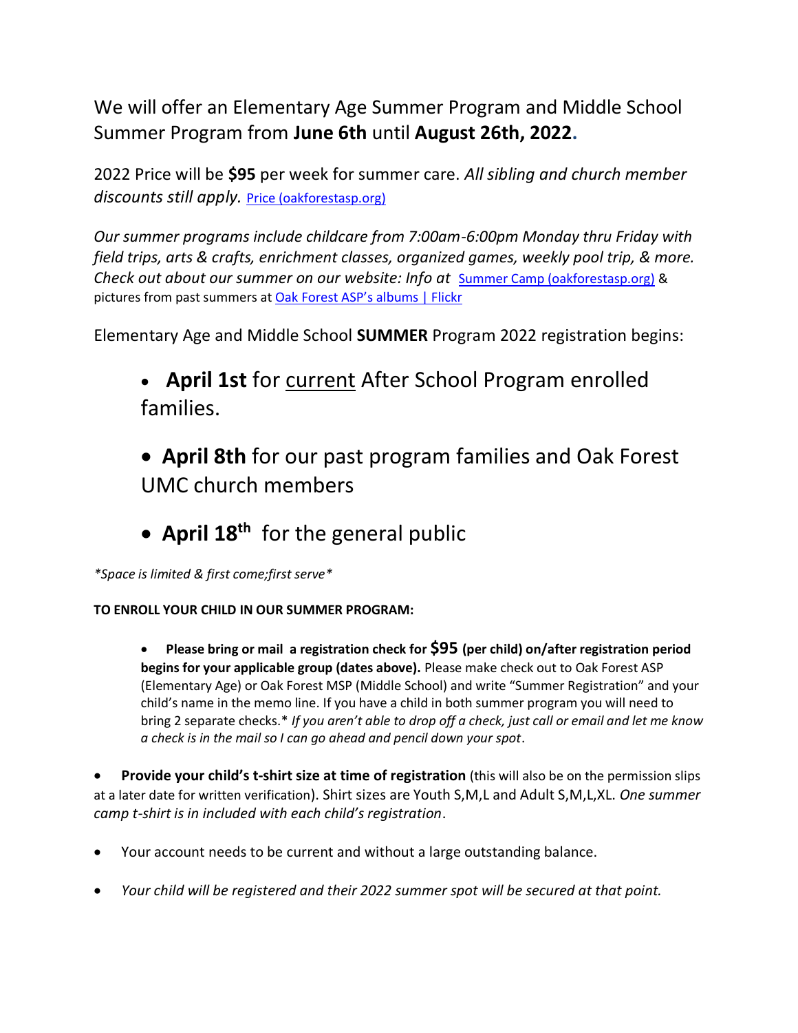We will offer an Elementary Age Summer Program and Middle School Summer Program from **June 6th** until **August 26th, 2022.**

2022 Price will be **$95** per week for summer care. *All sibling and church member discounts still apply.* Price (oakforestasp.org)

*Our summer programs include childcare from 7:00am-6:00pm Monday thru Friday with field trips, arts & crafts, enrichment classes, organized games, weekly pool trip, & more. Check out about our summer on our website: Info at* Summer Camp (oakforestasp.org) & pictures from past summers at Oak Forest ASP's albums | Flickr

Elementary Age and Middle School **SUMMER** Program 2022 registration begins:

- **April 1st** for current After School Program enrolled families.
- **April 8th** for our past program families and Oak Forest UMC church members
- **April 18th** for the general public

*\*Space is limited & first come;first serve\**

**TO ENROLL YOUR CHILD IN OUR SUMMER PROGRAM:**

- **Please bring or mail a registration check for $95 (per child) on/after registration period begins for your applicable group (dates above).** Please make check out to Oak Forest ASP (Elementary Age) or Oak Forest MSP (Middle School) and write "Summer Registration" and your child's name in the memo line. If you have a child in both summer program you will need to bring 2 separate checks.\* *If you aren't able to drop off a check, just call or email and let me know a check is in the mail so I can go ahead and pencil down your spot*.
- **Provide your child's t-shirt size at time of registration** (this will also be on the permission slips at a later date for written verification). Shirt sizes are Youth S,M,L and Adult S,M,L,XL. *One summer camp t-shirt is in included with each child's registration*.
- Your account needs to be current and without a large outstanding balance.
- *Your child will be registered and their 2022 summer spot will be secured at that point.*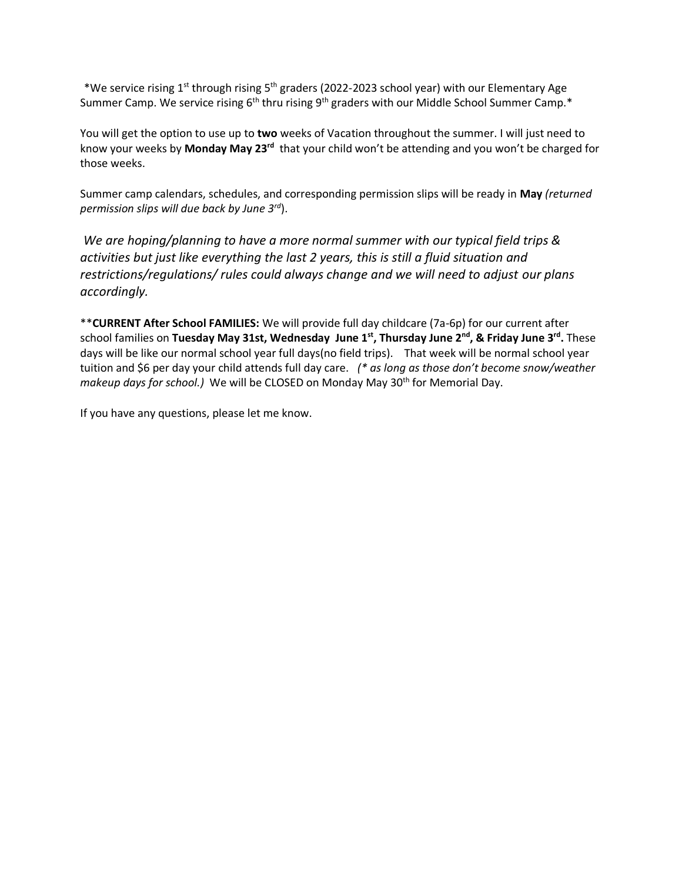*We service rising 1st through rising 5th graders (2022-2023 school year) with our Elementary Age Summer Camp. We service rising 6th thru rising 9th graders with our Middle School Summer Camp.*

You will get the option to use up to **two** weeks of Vacation throughout the summer. I will just need to know your weeks by **Monday May 23rd** that your child won't be attending and you won't be charged for those weeks.

Summer camp calendars, schedules, and corresponding permission slips will be ready in **May** *(returned permission slips will due back by June 3rd*).

*We are hoping/planning to have a more normal summer with our typical field trips & activities but just like everything the last 2 years, this is still a fluid situation and restrictions/regulations/ rules could always change and we will need to adjust our plans accordingly.*

**\*\*CURRENT After School FAMILIES:** We will provide full day childcare (7a-6p) for our current after school families on **Tuesday May 31st, Wednesday June 1st, Thursday June 2nd, & Friday June 3rd.** These days will be like our normal school year full days(no field trips). That week will be normal school year tuition and $6 per day your child attends full day care. *(* as long as those don't become snow/weather makeup days for school.)* We will be CLOSED on Monday May 30th for Memorial Day.

If you have any questions, please let me know.